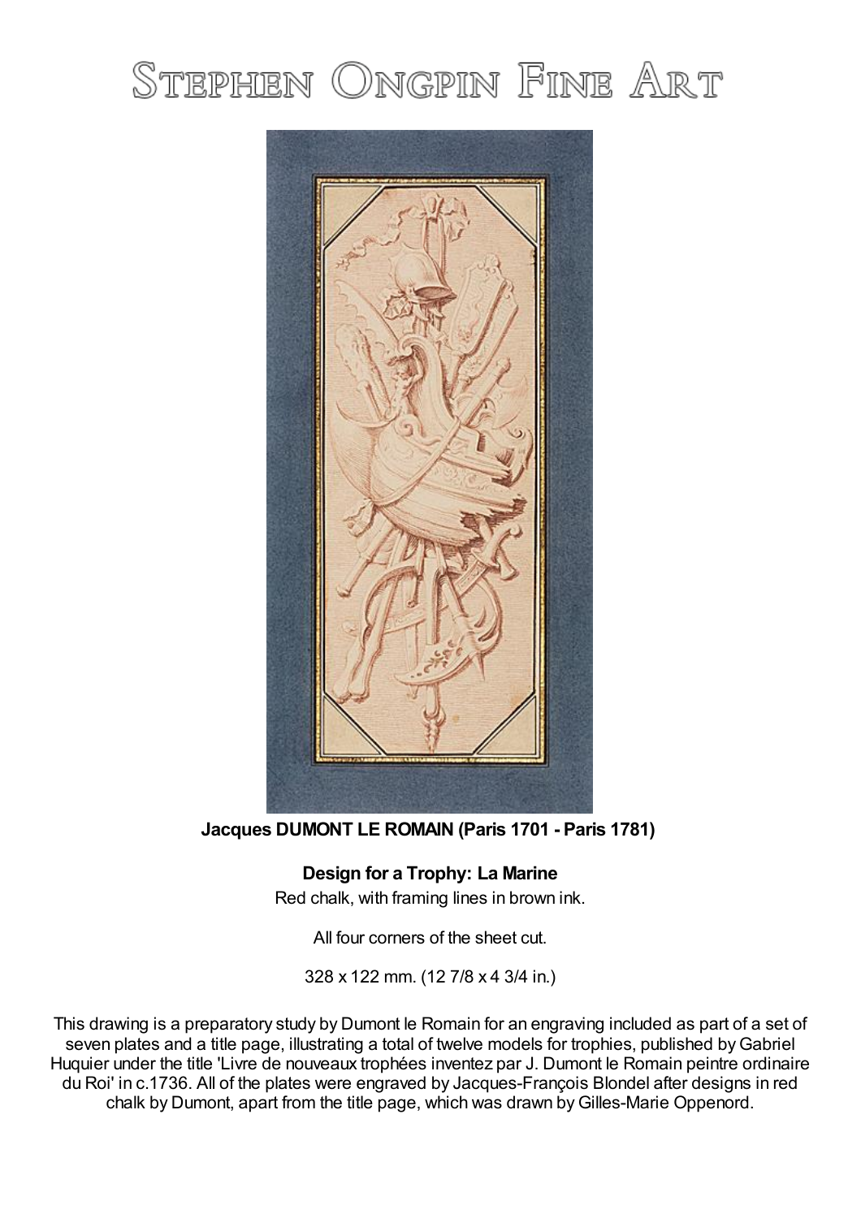# Stephen Ongpin Fine Art

**Jacques DUMONT LE ROMAIN (Paris 1701 - Paris 1781)**

**Design for a Trophy: La Marine**

Red chalk, with framing lines in brown ink.

All four corners of the sheet cut.

328 x 122 mm. (12 7/8 x 4 3/4 in.)

This drawing is a preparatory study by Dumont le Romain for an engraving included as part of a set of seven plates and a title page, illustrating a total of twelve models for trophies, published by Gabriel Huquier under the title 'Livre de nouveaux trophées inventez par J. Dumont le Romain peintre ordinaire du Roi' in c.1736. All of the plates were engraved by Jacques-François Blondel after designs in red chalk by Dumont, apart from the title page, which was drawn by Gilles-Marie Oppenord.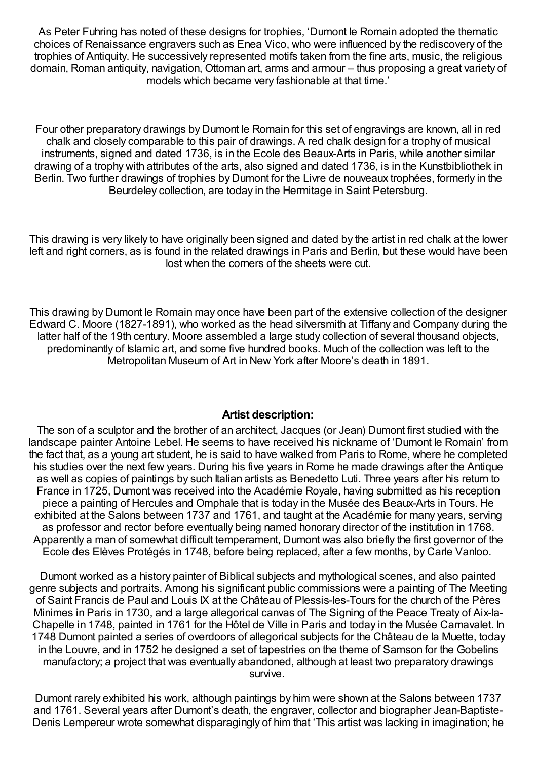As Peter Fuhring has noted of these designs for trophies, 'Dumont le Romain adopted the thematic choices of Renaissance engravers such as Enea Vico, who were influenced by the rediscovery of the trophies of Antiquity. He successively represented motifs taken from the fine arts, music, the religious domain, Roman antiquity, navigation, Ottoman art, arms and armour – thus proposing a great variety of models which became very fashionable at that time.'

Four other preparatory drawings by Dumont le Romain for this set of engravings are known, all in red chalk and closely comparable to this pair of drawings. A red chalk design for a trophy of musical instruments, signed and dated 1736, is in the Ecole des Beaux-Arts in Paris, while another similar drawing of a trophy with attributes of the arts, also signed and dated 1736, is in the Kunstbibliothek in Berlin. Two further drawings of trophies by Dumont for the Livre de nouveaux trophées, formerly in the Beurdeley collection, are today in the Hermitage in Saint Petersburg.

This drawing is very likely to have originally been signed and dated by the artist in red chalk at the lower left and right corners, as is found in the related drawings in Paris and Berlin, but these would have been lost when the corners of the sheets were cut.

This drawing by Dumont le Romain may once have been part of the extensive collection of the designer Edward C. Moore (1827-1891), who worked as the head silversmith at Tiffany and Company during the latter half of the 19th century. Moore assembled a large study collection of several thousand objects, predominantly of Islamic art, and some five hundred books. Much of the collection was left to the Metropolitan Museum of Art in New York after Moore's death in 1891.

**Artist description:**

The son of a sculptor and the brother of an architect, Jacques (or Jean) Dumont first studied with the landscape painter Antoine Lebel. He seems to have received his nickname of 'Dumont le Romain' from the fact that, as a young art student, he is said to have walked from Paris to Rome, where he completed his studies over the next few years. During his five years in Rome he made drawings after the Antique as well as copies of paintings by such Italian artists as Benedetto Luti. Three years after his return to France in 1725, Dumont was received into the Académie Royale, having submitted as his reception piece a painting of Hercules and Omphale that is today in the Musée des Beaux-Arts in Tours. He exhibited at the Salons between 1737 and 1761, and taught at the Académie for many years, serving as professor and rector before eventually being named honorary director of the institution in 1768. Apparently a man of somewhat difficult temperament, Dumont was also briefly the first governor of the Ecole des Elèves Protégés in 1748, before being replaced, after a few months, by Carle Vanloo.

Dumont worked as a history painter of Biblical subjects and mythological scenes, and also painted genre subjects and portraits. Among his significant public commissions were a painting of The Meeting of Saint Francis de Paul and Louis IX at the Château of Plessis-les-Tours for the church of the Pères Minimes in Paris in 1730, and a large allegorical canvas of The Signing of the Peace Treaty of Aix-la-Chapelle in 1748, painted in 1761 for the Hôtel de Ville in Paris and today in the Musée Carnavalet. In 1748 Dumont painted a series of overdoors of allegorical subjects for the Château de la Muette, today in the Louvre, and in 1752 he designed a set of tapestries on the theme of Samson for the Gobelins manufactory; a project that was eventually abandoned, although at least two preparatory drawings survive.

Dumont rarely exhibited his work, although paintings by him were shown at the Salons between 1737 and 1761. Several years after Dumont's death, the engraver, collector and biographer Jean-Baptiste-Denis Lempereur wrote somewhat disparagingly of him that 'This artist was lacking in imagination; he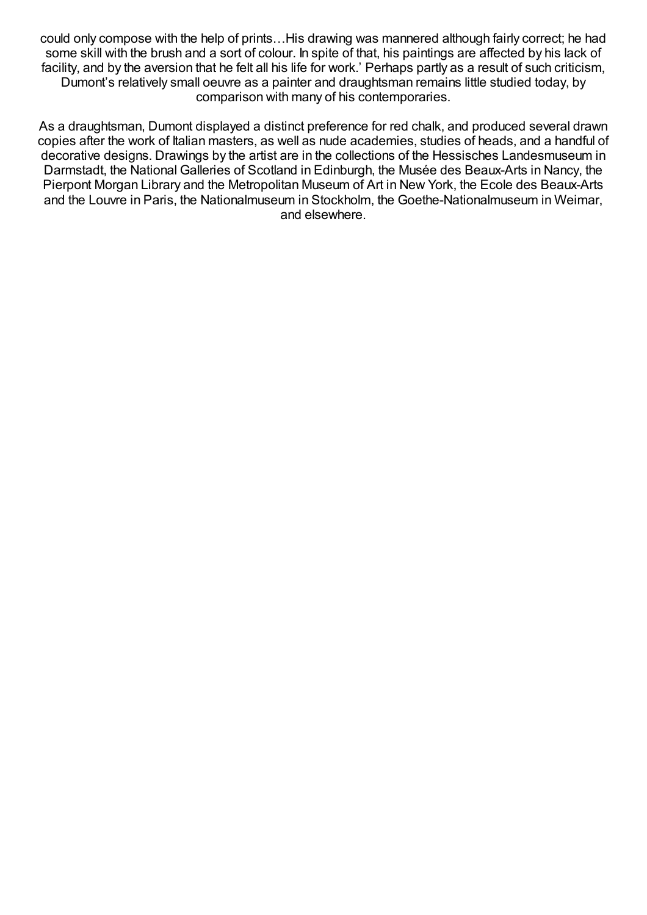could only compose with the help of prints…His drawing was mannered although fairly correct; he had some skill with the brush and a sort of colour. In spite of that, his paintings are affected by his lack of facility, and by the aversion that he felt all his life for work.' Perhaps partly as a result of such criticism, Dumont's relatively small oeuvre as a painter and draughtsman remains little studied today, by comparison with many of his contemporaries.

As a draughtsman, Dumont displayed a distinct preference for red chalk, and produced several drawn copies after the work of Italian masters, as well as nude academies, studies of heads, and a handful of decorative designs. Drawings by the artist are in the collections of the Hessisches Landesmuseum in Darmstadt, the National Galleries of Scotland in Edinburgh, the Musée des Beaux-Arts in Nancy, the Pierpont Morgan Library and the Metropolitan Museum of Art in New York, the Ecole des Beaux-Arts and the Louvre in Paris, the Nationalmuseum in Stockholm, the Goethe-Nationalmuseum in Weimar, and elsewhere.